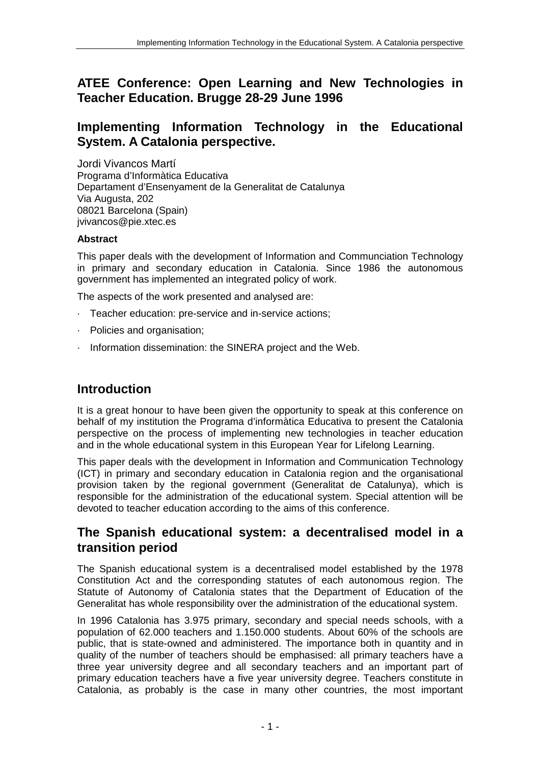# ATEE Conference: Open Learning and New Technologies in Teacher Education. Brugge 28-29 June 1996

## Implementing Information Technology in the Educational System. A Catalonia perspective.

Jordi Vivancos Martí
Programa d'Informàtica Educativa
Departament d'Ensenyament de la Generalitat de Catalunya
Via Augusta, 202
08021 Barcelona (Spain)
jvivancos@pie.xtec.es

**Abstract**

This paper deals with the development of Information and Communciation Technology in primary and secondary education in Catalonia. Since 1986 the autonomous government has implemented an integrated policy of work.

The aspects of the work presented and analysed are:

- Teacher education: pre-service and in-service actions;
- Policies and organisation;
- Information dissemination: the SINERA project and the Web.

## Introduction

It is a great honour to have been given the opportunity to speak at this conference on behalf of my institution the Programa d'informàtica Educativa to present the Catalonia perspective on the process of implementing new technologies in teacher education and in the whole educational system in this European Year for Lifelong Learning.

This paper deals with the development in Information and Communication Technology (ICT) in primary and secondary education in Catalonia region and the organisational provision taken by the regional government (Generalitat de Catalunya), which is responsible for the administration of the educational system. Special attention will be devoted to teacher education according to the aims of this conference.

## The Spanish educational system: a decentralised model in a transition period

The Spanish educational system is a decentralised model established by the 1978 Constitution Act and the corresponding statutes of each autonomous region. The Statute of Autonomy of Catalonia states that the Department of Education of the Generalitat has whole responsibility over the administration of the educational system.

In 1996 Catalonia has 3.975 primary, secondary and special needs schools, with a population of 62.000 teachers and 1.150.000 students. About 60% of the schools are public, that is state-owned and administered. The importance both in quantity and in quality of the number of teachers should be emphasised: all primary teachers have a three year university degree and all secondary teachers and an important part of primary education teachers have a five year university degree. Teachers constitute in Catalonia, as probably is the case in many other countries, the most important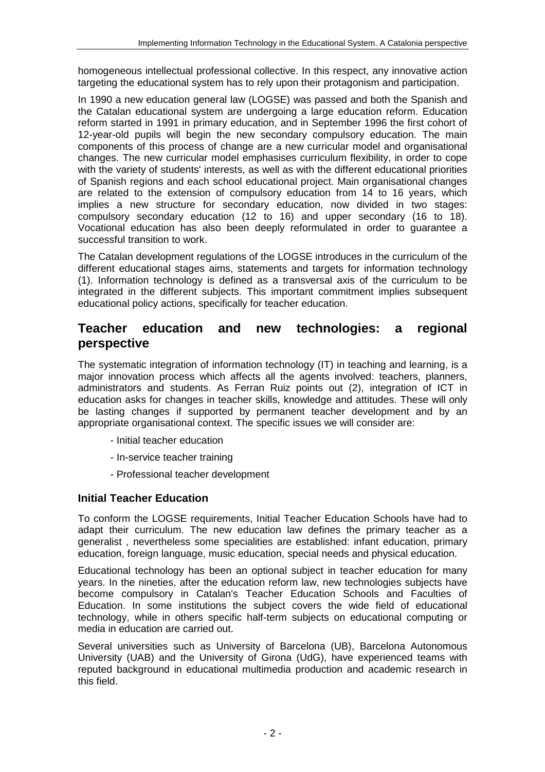homogeneous intellectual professional collective. In this respect, any innovative action targeting the educational system has to rely upon their protagonism and participation.

In 1990 a new education general law (LOGSE) was passed and both the Spanish and the Catalan educational system are undergoing a large education reform. Education reform started in 1991 in primary education, and in September 1996 the first cohort of 12-year-old pupils will begin the new secondary compulsory education. The main components of this process of change are a new curricular model and organisational changes. The new curricular model emphasises curriculum flexibility, in order to cope with the variety of students' interests, as well as with the different educational priorities of Spanish regions and each school educational project. Main organisational changes are related to the extension of compulsory education from 14 to 16 years, which implies a new structure for secondary education, now divided in two stages: compulsory secondary education (12 to 16) and upper secondary (16 to 18). Vocational education has also been deeply reformulated in order to guarantee a successful transition to work.

The Catalan development regulations of the LOGSE introduces in the curriculum of the different educational stages aims, statements and targets for information technology (1). Information technology is defined as a transversal axis of the curriculum to be integrated in the different subjects. This important commitment implies subsequent educational policy actions, specifically for teacher education.

## Teacher education and new technologies: a regional perspective

The systematic integration of information technology (IT) in teaching and learning, is a major innovation process which affects all the agents involved: teachers, planners, administrators and students. As Ferran Ruiz points out (2), integration of ICT in education asks for changes in teacher skills, knowledge and attitudes. These will only be lasting changes if supported by permanent teacher development and by an appropriate organisational context. The specific issues we will consider are:

- Initial teacher education
- In-service teacher training
- Professional teacher development

### Initial Teacher Education

To conform the LOGSE requirements, Initial Teacher Education Schools have had to adapt their curriculum. The new education law defines the primary teacher as a generalist , nevertheless some specialities are established: infant education, primary education, foreign language, music education, special needs and physical education.

Educational technology has been an optional subject in teacher education for many years. In the nineties, after the education reform law, new technologies subjects have become compulsory in Catalan's Teacher Education Schools and Faculties of Education. In some institutions the subject covers the wide field of educational technology, while in others specific half-term subjects on educational computing or media in education are carried out.

Several universities such as University of Barcelona (UB), Barcelona Autonomous University (UAB) and the University of Girona (UdG), have experienced teams with reputed background in educational multimedia production and academic research in this field.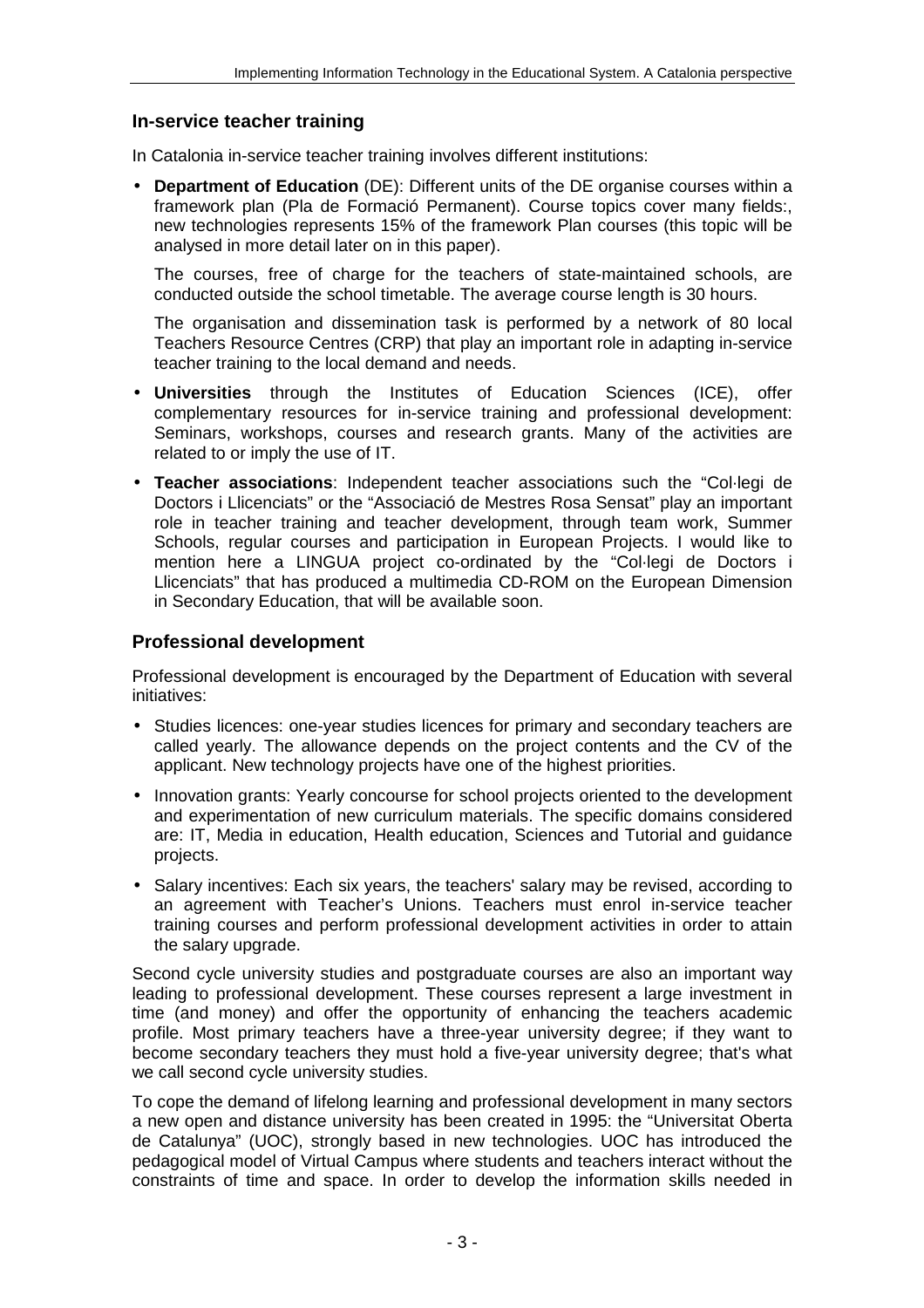## In-service teacher training

In Catalonia in-service teacher training involves different institutions:

- **Department of Education** (DE): Different units of the DE organise courses within a framework plan (Pla de Formació Permanent). Course topics cover many fields:, new technologies represents 15% of the framework Plan courses (this topic will be analysed in more detail later on in this paper).

  The courses, free of charge for the teachers of state-maintained schools, are conducted outside the school timetable. The average course length is 30 hours.

  The organisation and dissemination task is performed by a network of 80 local Teachers Resource Centres (CRP) that play an important role in adapting in-service teacher training to the local demand and needs.

- **Universities** through the Institutes of Education Sciences (ICE), offer complementary resources for in-service training and professional development: Seminars, workshops, courses and research grants. Many of the activities are related to or imply the use of IT.

- **Teacher associations**: Independent teacher associations such the "Col·legi de Doctors i Llicenciats" or the "Associació de Mestres Rosa Sensat" play an important role in teacher training and teacher development, through team work, Summer Schools, regular courses and participation in European Projects. I would like to mention here a LINGUA project co-ordinated by the "Col·legi de Doctors i Llicenciats" that has produced a multimedia CD-ROM on the European Dimension in Secondary Education, that will be available soon.

## Professional development

Professional development is encouraged by the Department of Education with several initiatives:

- Studies licences: one-year studies licences for primary and secondary teachers are called yearly. The allowance depends on the project contents and the CV of the applicant. New technology projects have one of the highest priorities.
- Innovation grants: Yearly concourse for school projects oriented to the development and experimentation of new curriculum materials. The specific domains considered are: IT, Media in education, Health education, Sciences and Tutorial and guidance projects.
- Salary incentives: Each six years, the teachers' salary may be revised, according to an agreement with Teacher's Unions. Teachers must enrol in-service teacher training courses and perform professional development activities in order to attain the salary upgrade.

Second cycle university studies and postgraduate courses are also an important way leading to professional development. These courses represent a large investment in time (and money) and offer the opportunity of enhancing the teachers academic profile. Most primary teachers have a three-year university degree; if they want to become secondary teachers they must hold a five-year university degree; that's what we call second cycle university studies.

To cope the demand of lifelong learning and professional development in many sectors a new open and distance university has been created in 1995: the "Universitat Oberta de Catalunya" (UOC), strongly based in new technologies. UOC has introduced the pedagogical model of Virtual Campus where students and teachers interact without the constraints of time and space. In order to develop the information skills needed in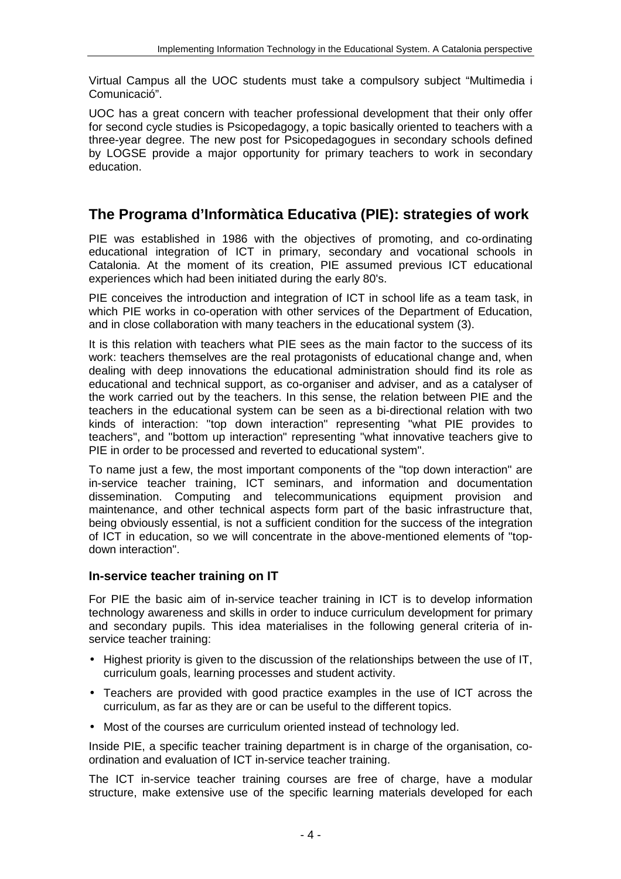Virtual Campus all the UOC students must take a compulsory subject "Multimedia i Comunicació".

UOC has a great concern with teacher professional development that their only offer for second cycle studies is Psicopedagogy, a topic basically oriented to teachers with a three-year degree. The new post for Psicopedagogues in secondary schools defined by LOGSE provide a major opportunity for primary teachers to work in secondary education.

## The Programa d'Informàtica Educativa (PIE): strategies of work

PIE was established in 1986 with the objectives of promoting, and co-ordinating educational integration of ICT in primary, secondary and vocational schools in Catalonia. At the moment of its creation, PIE assumed previous ICT educational experiences which had been initiated during the early 80's.

PIE conceives the introduction and integration of ICT in school life as a team task, in which PIE works in co-operation with other services of the Department of Education, and in close collaboration with many teachers in the educational system (3).

It is this relation with teachers what PIE sees as the main factor to the success of its work: teachers themselves are the real protagonists of educational change and, when dealing with deep innovations the educational administration should find its role as educational and technical support, as co-organiser and adviser, and as a catalyser of the work carried out by the teachers. In this sense, the relation between PIE and the teachers in the educational system can be seen as a bi-directional relation with two kinds of interaction: "top down interaction" representing "what PIE provides to teachers", and "bottom up interaction" representing "what innovative teachers give to PIE in order to be processed and reverted to educational system".

To name just a few, the most important components of the "top down interaction" are in-service teacher training, ICT seminars, and information and documentation dissemination. Computing and telecommunications equipment provision and maintenance, and other technical aspects form part of the basic infrastructure that, being obviously essential, is not a sufficient condition for the success of the integration of ICT in education, so we will concentrate in the above-mentioned elements of "top-down interaction".

### In-service teacher training on IT

For PIE the basic aim of in-service teacher training in ICT is to develop information technology awareness and skills in order to induce curriculum development for primary and secondary pupils. This idea materialises in the following general criteria of in-service teacher training:

- Highest priority is given to the discussion of the relationships between the use of IT, curriculum goals, learning processes and student activity.
- Teachers are provided with good practice examples in the use of ICT across the curriculum, as far as they are or can be useful to the different topics.
- Most of the courses are curriculum oriented instead of technology led.

Inside PIE, a specific teacher training department is in charge of the organisation, co-ordination and evaluation of ICT in-service teacher training.

The ICT in-service teacher training courses are free of charge, have a modular structure, make extensive use of the specific learning materials developed for each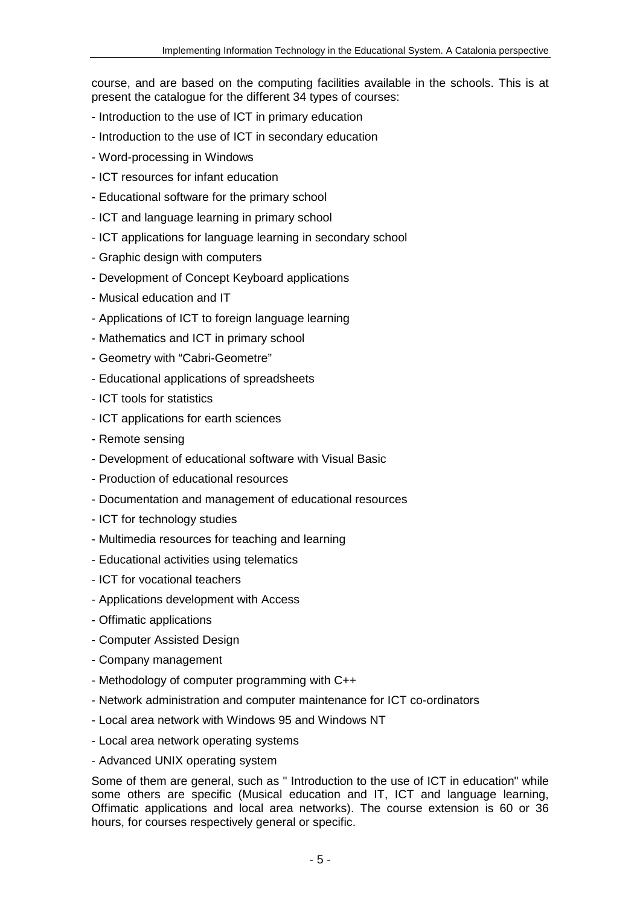course, and are based on the computing facilities available in the schools. This is at present the catalogue for the different 34 types of courses:

- Introduction to the use of ICT in primary education
- Introduction to the use of ICT in secondary education
- Word-processing in Windows
- ICT resources for infant education
- Educational software for the primary school
- ICT and language learning in primary school
- ICT applications for language learning in secondary school
- Graphic design with computers
- Development of Concept Keyboard applications
- Musical education and IT
- Applications of ICT to foreign language learning
- Mathematics and ICT in primary school
- Geometry with "Cabri-Geometre"
- Educational applications of spreadsheets
- ICT tools for statistics
- ICT applications for earth sciences
- Remote sensing
- Development of educational software with Visual Basic
- Production of educational resources
- Documentation and management of educational resources
- ICT for technology studies
- Multimedia resources for teaching and learning
- Educational activities using telematics
- ICT for vocational teachers
- Applications development with Access
- Offimatic applications
- Computer Assisted Design
- Company management
- Methodology of computer programming with C++
- Network administration and computer maintenance for ICT co-ordinators
- Local area network with Windows 95 and Windows NT
- Local area network operating systems
- Advanced UNIX operating system

Some of them are general, such as " Introduction to the use of ICT in education" while some others are specific (Musical education and IT, ICT and language learning, Offimatic applications and local area networks). The course extension is 60 or 36 hours, for courses respectively general or specific.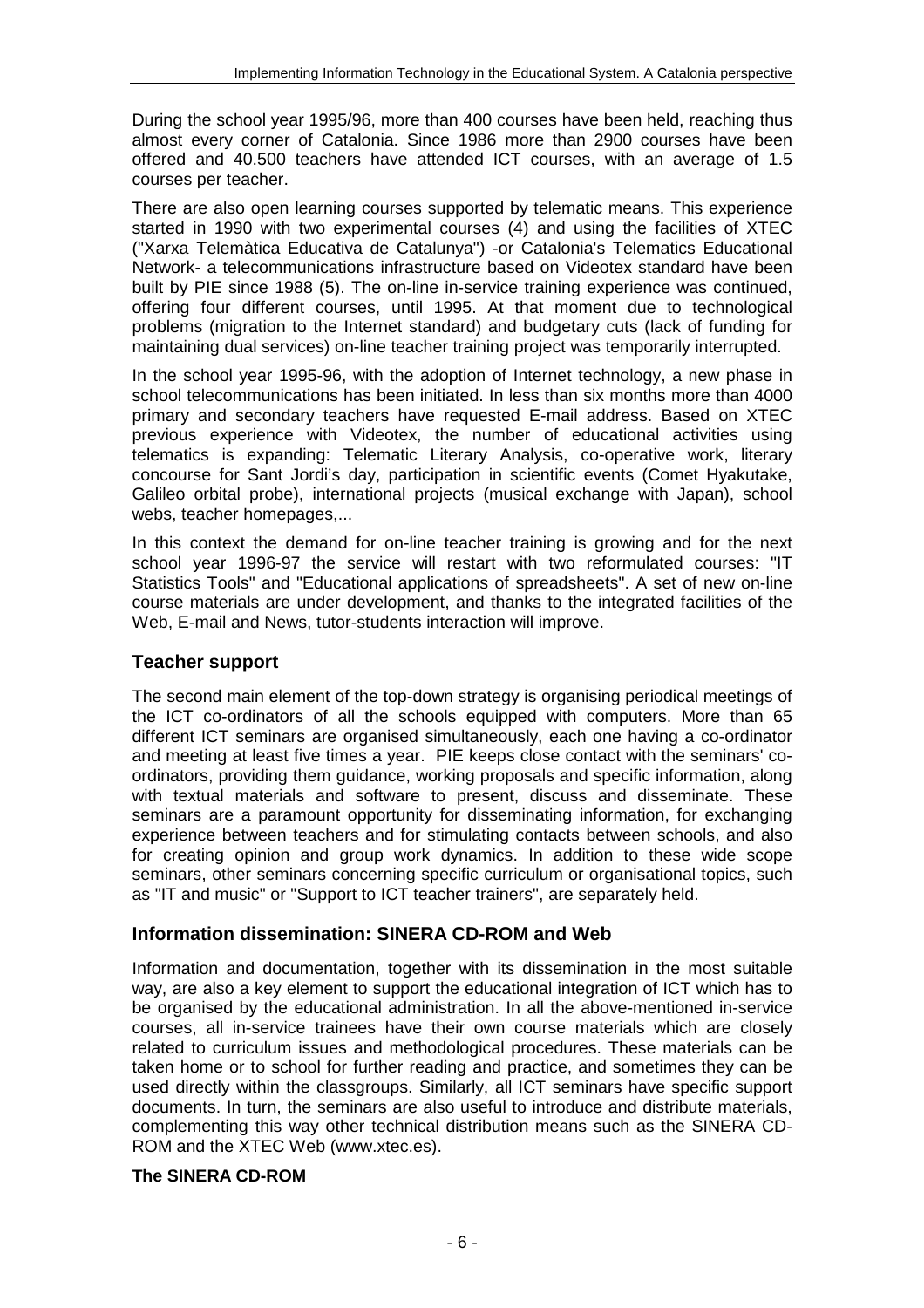During the school year 1995/96, more than 400 courses have been held, reaching thus almost every corner of Catalonia. Since 1986 more than 2900 courses have been offered and 40.500 teachers have attended ICT courses, with an average of 1.5 courses per teacher.

There are also open learning courses supported by telematic means. This experience started in 1990 with two experimental courses (4) and using the facilities of XTEC ("Xarxa Telemàtica Educativa de Catalunya") -or Catalonia's Telematics Educational Network- a telecommunications infrastructure based on Videotex standard have been built by PIE since 1988 (5). The on-line in-service training experience was continued, offering four different courses, until 1995. At that moment due to technological problems (migration to the Internet standard) and budgetary cuts (lack of funding for maintaining dual services) on-line teacher training project was temporarily interrupted.

In the school year 1995-96, with the adoption of Internet technology, a new phase in school telecommunications has been initiated. In less than six months more than 4000 primary and secondary teachers have requested E-mail address. Based on XTEC previous experience with Videotex, the number of educational activities using telematics is expanding: Telematic Literary Analysis, co-operative work, literary concourse for Sant Jordi's day, participation in scientific events (Comet Hyakutake, Galileo orbital probe), international projects (musical exchange with Japan), school webs, teacher homepages,...

In this context the demand for on-line teacher training is growing and for the next school year 1996-97 the service will restart with two reformulated courses: "IT Statistics Tools" and "Educational applications of spreadsheets". A set of new on-line course materials are under development, and thanks to the integrated facilities of the Web, E-mail and News, tutor-students interaction will improve.

## Teacher support

The second main element of the top-down strategy is organising periodical meetings of the ICT co-ordinators of all the schools equipped with computers. More than 65 different ICT seminars are organised simultaneously, each one having a co-ordinator and meeting at least five times a year. PIE keeps close contact with the seminars' co-ordinators, providing them guidance, working proposals and specific information, along with textual materials and software to present, discuss and disseminate. These seminars are a paramount opportunity for disseminating information, for exchanging experience between teachers and for stimulating contacts between schools, and also for creating opinion and group work dynamics. In addition to these wide scope seminars, other seminars concerning specific curriculum or organisational topics, such as "IT and music" or "Support to ICT teacher trainers", are separately held.

## Information dissemination: SINERA CD-ROM and Web

Information and documentation, together with its dissemination in the most suitable way, are also a key element to support the educational integration of ICT which has to be organised by the educational administration. In all the above-mentioned in-service courses, all in-service trainees have their own course materials which are closely related to curriculum issues and methodological procedures. These materials can be taken home or to school for further reading and practice, and sometimes they can be used directly within the classgroups. Similarly, all ICT seminars have specific support documents. In turn, the seminars are also useful to introduce and distribute materials, complementing this way other technical distribution means such as the SINERA CD-ROM and the XTEC Web (www.xtec.es).

### The SINERA CD-ROM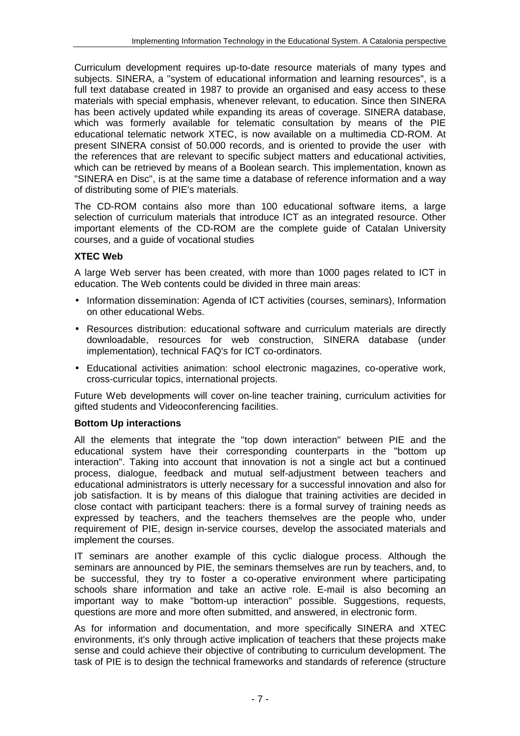Curriculum development requires up-to-date resource materials of many types and subjects. SINERA, a "system of educational information and learning resources", is a full text database created in 1987 to provide an organised and easy access to these materials with special emphasis, whenever relevant, to education. Since then SINERA has been actively updated while expanding its areas of coverage. SINERA database, which was formerly available for telematic consultation by means of the PIE educational telematic network XTEC, is now available on a multimedia CD-ROM. At present SINERA consist of 50.000 records, and is oriented to provide the user with the references that are relevant to specific subject matters and educational activities, which can be retrieved by means of a Boolean search. This implementation, known as "SINERA en Disc", is at the same time a database of reference information and a way of distributing some of PIE's materials.

The CD-ROM contains also more than 100 educational software items, a large selection of curriculum materials that introduce ICT as an integrated resource. Other important elements of the CD-ROM are the complete guide of Catalan University courses, and a guide of vocational studies

**XTEC Web**

A large Web server has been created, with more than 1000 pages related to ICT in education. The Web contents could be divided in three main areas:

- Information dissemination: Agenda of ICT activities (courses, seminars), Information on other educational Webs.
- Resources distribution: educational software and curriculum materials are directly downloadable, resources for web construction, SINERA database (under implementation), technical FAQ's for ICT co-ordinators.
- Educational activities animation: school electronic magazines, co-operative work, cross-curricular topics, international projects.

Future Web developments will cover on-line teacher training, curriculum activities for gifted students and Videoconferencing facilities.

**Bottom Up interactions**

All the elements that integrate the "top down interaction" between PIE and the educational system have their corresponding counterparts in the "bottom up interaction". Taking into account that innovation is not a single act but a continued process, dialogue, feedback and mutual self-adjustment between teachers and educational administrators is utterly necessary for a successful innovation and also for job satisfaction. It is by means of this dialogue that training activities are decided in close contact with participant teachers: there is a formal survey of training needs as expressed by teachers, and the teachers themselves are the people who, under requirement of PIE, design in-service courses, develop the associated materials and implement the courses.

IT seminars are another example of this cyclic dialogue process. Although the seminars are announced by PIE, the seminars themselves are run by teachers, and, to be successful, they try to foster a co-operative environment where participating schools share information and take an active role. E-mail is also becoming an important way to make "bottom-up interaction" possible. Suggestions, requests, questions are more and more often submitted, and answered, in electronic form.

As for information and documentation, and more specifically SINERA and XTEC environments, it's only through active implication of teachers that these projects make sense and could achieve their objective of contributing to curriculum development. The task of PIE is to design the technical frameworks and standards of reference (structure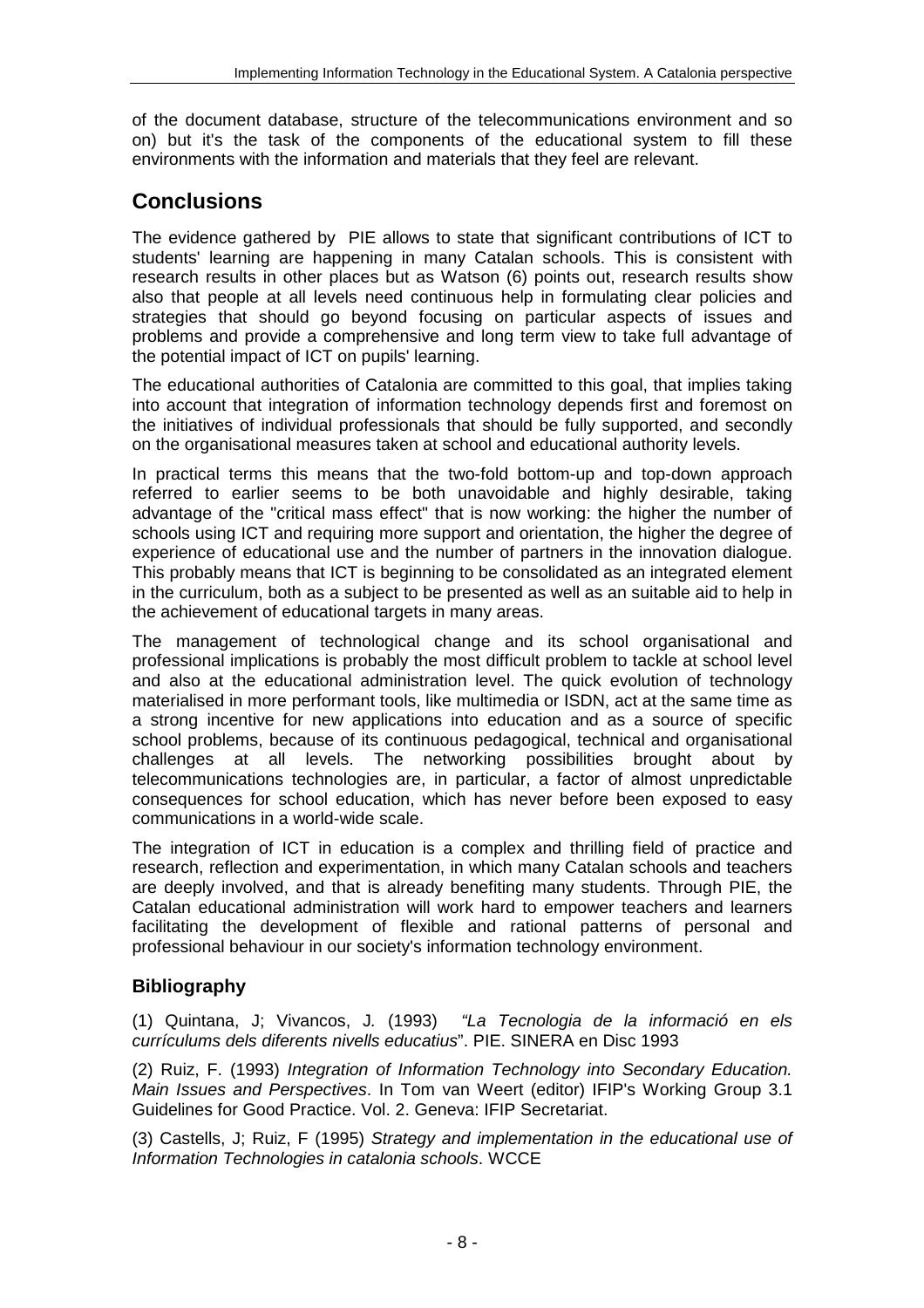of the document database, structure of the telecommunications environment and so on) but it's the task of the components of the educational system to fill these environments with the information and materials that they feel are relevant.

## Conclusions

The evidence gathered by PIE allows to state that significant contributions of ICT to students' learning are happening in many Catalan schools. This is consistent with research results in other places but as Watson (6) points out, research results show also that people at all levels need continuous help in formulating clear policies and strategies that should go beyond focusing on particular aspects of issues and problems and provide a comprehensive and long term view to take full advantage of the potential impact of ICT on pupils' learning.

The educational authorities of Catalonia are committed to this goal, that implies taking into account that integration of information technology depends first and foremost on the initiatives of individual professionals that should be fully supported, and secondly on the organisational measures taken at school and educational authority levels.

In practical terms this means that the two-fold bottom-up and top-down approach referred to earlier seems to be both unavoidable and highly desirable, taking advantage of the "critical mass effect" that is now working: the higher the number of schools using ICT and requiring more support and orientation, the higher the degree of experience of educational use and the number of partners in the innovation dialogue. This probably means that ICT is beginning to be consolidated as an integrated element in the curriculum, both as a subject to be presented as well as an suitable aid to help in the achievement of educational targets in many areas.

The management of technological change and its school organisational and professional implications is probably the most difficult problem to tackle at school level and also at the educational administration level. The quick evolution of technology materialised in more performant tools, like multimedia or ISDN, act at the same time as a strong incentive for new applications into education and as a source of specific school problems, because of its continuous pedagogical, technical and organisational challenges at all levels. The networking possibilities brought about by telecommunications technologies are, in particular, a factor of almost unpredictable consequences for school education, which has never before been exposed to easy communications in a world-wide scale.

The integration of ICT in education is a complex and thrilling field of practice and research, reflection and experimentation, in which many Catalan schools and teachers are deeply involved, and that is already benefiting many students. Through PIE, the Catalan educational administration will work hard to empower teachers and learners facilitating the development of flexible and rational patterns of personal and professional behaviour in our society's information technology environment.

### Bibliography

(1) Quintana, J; Vivancos, J. (1993) *"La Tecnologia de la informació en els currículums dels diferents nivells educatius*". PIE. SINERA en Disc 1993

(2) Ruiz, F. (1993) *Integration of Information Technology into Secondary Education. Main Issues and Perspectives*. In Tom van Weert (editor) IFIP's Working Group 3.1 Guidelines for Good Practice. Vol. 2. Geneva: IFIP Secretariat.

(3) Castells, J; Ruiz, F (1995) *Strategy and implementation in the educational use of Information Technologies in catalonia schools*. WCCE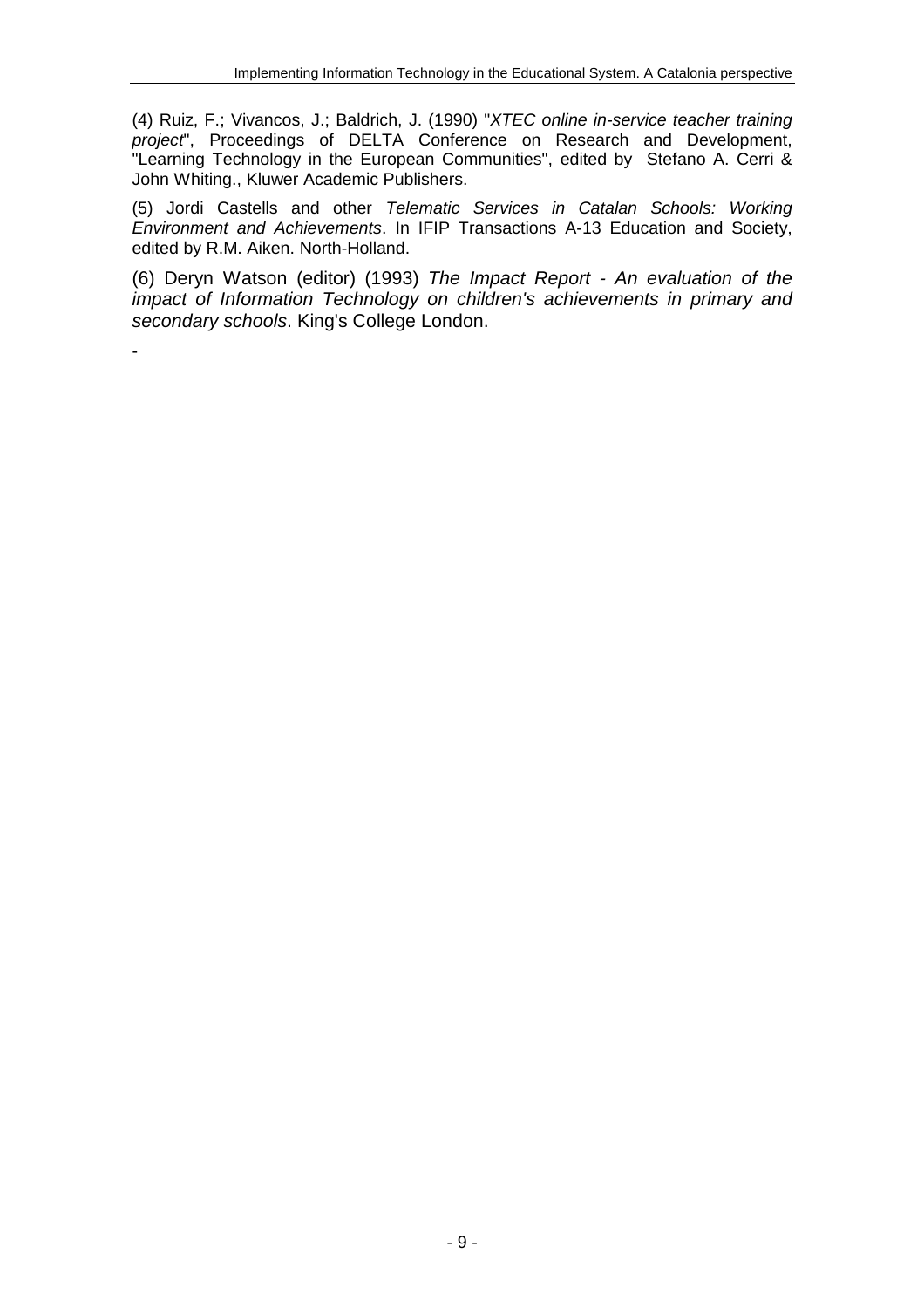(4) Ruiz, F.; Vivancos, J.; Baldrich, J. (1990) "*XTEC online in-service teacher training project*", Proceedings of DELTA Conference on Research and Development, "Learning Technology in the European Communities", edited by Stefano A. Cerri & John Whiting., Kluwer Academic Publishers.

(5) Jordi Castells and other *Telematic Services in Catalan Schools: Working Environment and Achievements*. In IFIP Transactions A-13 Education and Society, edited by R.M. Aiken. North-Holland.

(6) Deryn Watson (editor) (1993) *The Impact Report - An evaluation of the impact of Information Technology on children's achievements in primary and secondary schools*. King's College London.

-